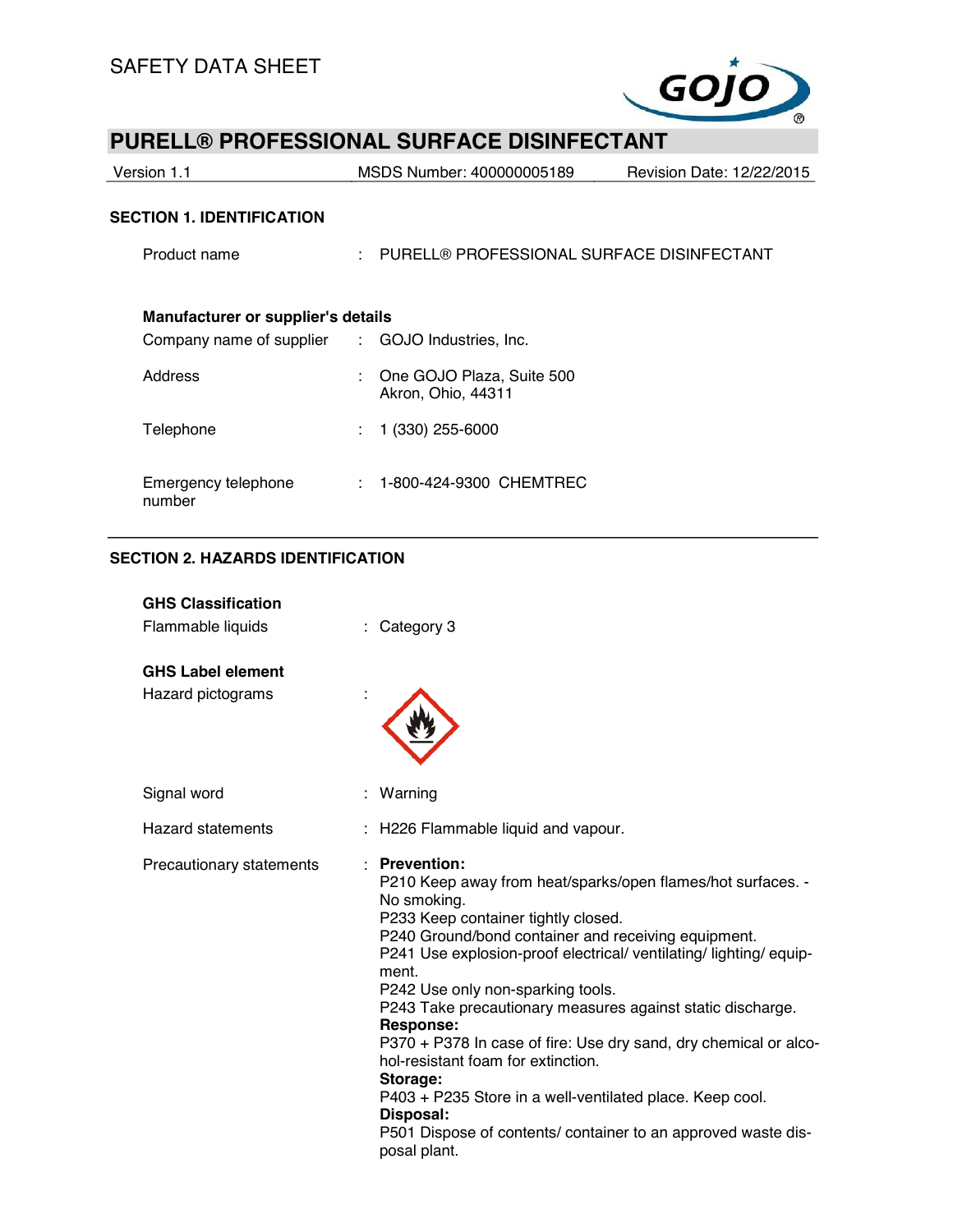SAFETY DATA SHEET

# PURELL® PROFESSIONAL SURFACE DISINFECTANT

Version 1.1 | MSDS Number: 400000005189 | Revision Date: 12/22/2015

## SECTION 1. IDENTIFICATION

Product name : PURELL® PROFESSIONAL SURFACE DISINFECTANT

**Manufacturer or supplier's details**

Company name of supplier : GOJO Industries, Inc.

Address : One GOJO Plaza, Suite 500
Akron, Ohio, 44311

Telephone : 1 (330) 255-6000

Emergency telephone number : 1-800-424-9300 CHEMTREC

## SECTION 2. HAZARDS IDENTIFICATION

**GHS Classification**

Flammable liquids : Category 3

**GHS Label element**

Hazard pictograms :

Signal word : Warning

Hazard statements : H226 Flammable liquid and vapour.

Precautionary statements : **Prevention:**
P210 Keep away from heat/sparks/open flames/hot surfaces. - No smoking.
P233 Keep container tightly closed.
P240 Ground/bond container and receiving equipment.
P241 Use explosion-proof electrical/ ventilating/ lighting/ equipment.
P242 Use only non-sparking tools.
P243 Take precautionary measures against static discharge.
**Response:**
P370 + P378 In case of fire: Use dry sand, dry chemical or alcohol-resistant foam for extinction.
**Storage:**
P403 + P235 Store in a well-ventilated place. Keep cool.
**Disposal:**
P501 Dispose of contents/ container to an approved waste disposal plant.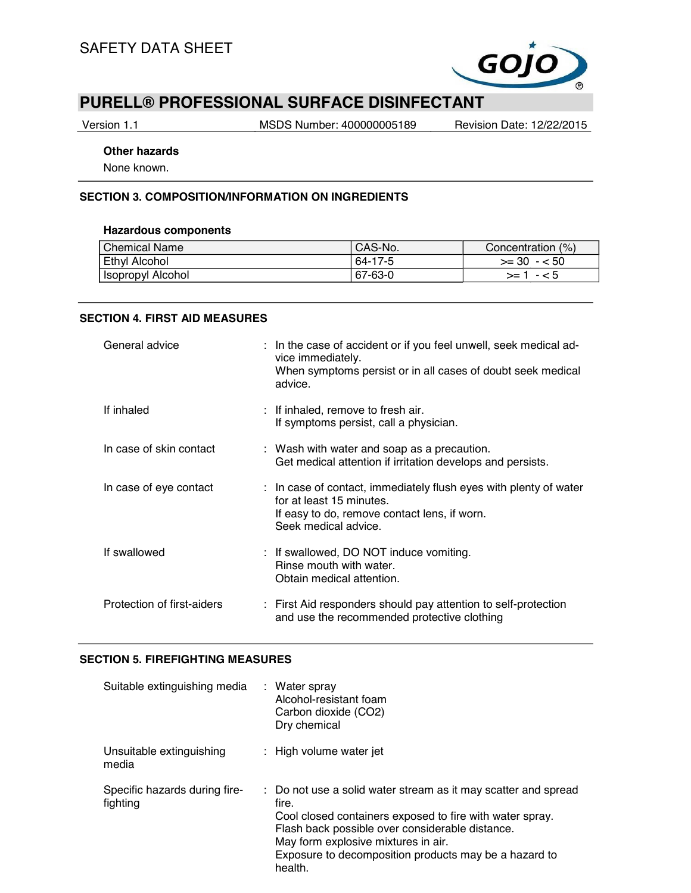**Other hazards**

None known.

## SECTION 3. COMPOSITION/INFORMATION ON INGREDIENTS

**Hazardous components**

| Chemical Name | CAS-No. | Concentration (%) |
|---|---|---|
| Ethyl Alcohol | 64-17-5 | >= 30 - < 50 |
| Isopropyl Alcohol | 67-63-0 | >= 1 - < 5 |

## SECTION 4. FIRST AID MEASURES

| | |
|---|---|
| General advice | : In the case of accident or if you feel unwell, seek medical advice immediately.<br>When symptoms persist or in all cases of doubt seek medical advice. |
| If inhaled | : If inhaled, remove to fresh air.<br>If symptoms persist, call a physician. |
| In case of skin contact | : Wash with water and soap as a precaution.<br>Get medical attention if irritation develops and persists. |
| In case of eye contact | : In case of contact, immediately flush eyes with plenty of water for at least 15 minutes.<br>If easy to do, remove contact lens, if worn.<br>Seek medical advice. |
| If swallowed | : If swallowed, DO NOT induce vomiting.<br>Rinse mouth with water.<br>Obtain medical attention. |
| Protection of first-aiders | : First Aid responders should pay attention to self-protection and use the recommended protective clothing |

## SECTION 5. FIREFIGHTING MEASURES

| | |
|---|---|
| Suitable extinguishing media | : Water spray<br>Alcohol-resistant foam<br>Carbon dioxide ($CO_2$)<br>Dry chemical |
| Unsuitable extinguishing media | : High volume water jet |
| Specific hazards during firefighting | : Do not use a solid water stream as it may scatter and spread fire.<br>Cool closed containers exposed to fire with water spray.<br>Flash back possible over considerable distance.<br>May form explosive mixtures in air.<br>Exposure to decomposition products may be a hazard to health. |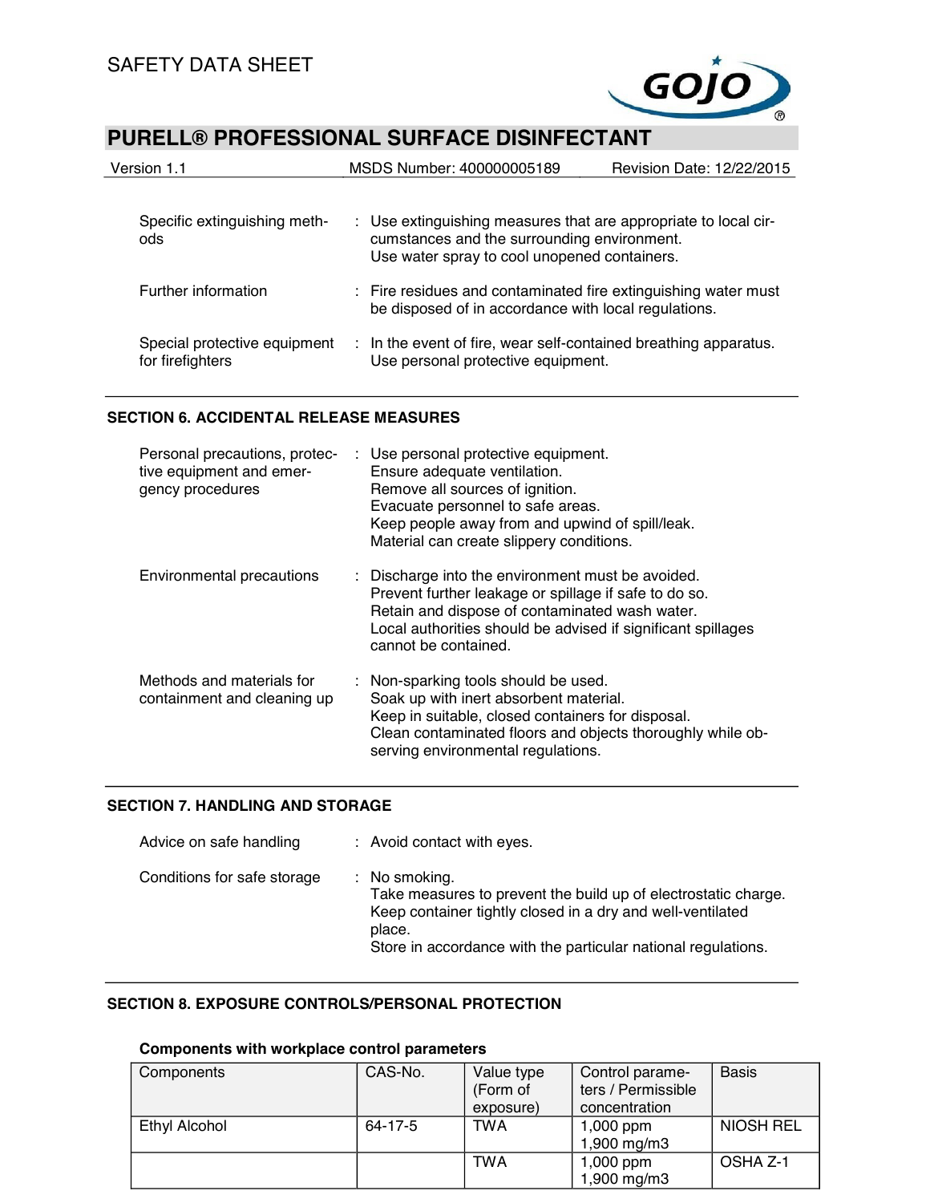| | |
|---|---|
| Specific extinguishing methods | : Use extinguishing measures that are appropriate to local circumstances and the surrounding environment.<br>Use water spray to cool unopened containers. |
| Further information | : Fire residues and contaminated fire extinguishing water must be disposed of in accordance with local regulations. |
| Special protective equipment for firefighters | : In the event of fire, wear self-contained breathing apparatus.<br>Use personal protective equipment. |

## SECTION 6. ACCIDENTAL RELEASE MEASURES

| | |
|---|---|
| Personal precautions, protective equipment and emergency procedures | : Use personal protective equipment.<br>Ensure adequate ventilation.<br>Remove all sources of ignition.<br>Evacuate personnel to safe areas.<br>Keep people away from and upwind of spill/leak.<br>Material can create slippery conditions. |
| Environmental precautions | : Discharge into the environment must be avoided.<br>Prevent further leakage or spillage if safe to do so.<br>Retain and dispose of contaminated wash water.<br>Local authorities should be advised if significant spillages cannot be contained. |
| Methods and materials for containment and cleaning up | : Non-sparking tools should be used.<br>Soak up with inert absorbent material.<br>Keep in suitable, closed containers for disposal.<br>Clean contaminated floors and objects thoroughly while observing environmental regulations. |

## SECTION 7. HANDLING AND STORAGE

| | |
|---|---|
| Advice on safe handling | : Avoid contact with eyes. |
| Conditions for safe storage | : No smoking.<br>Take measures to prevent the build up of electrostatic charge.<br>Keep container tightly closed in a dry and well-ventilated place.<br>Store in accordance with the particular national regulations. |

## SECTION 8. EXPOSURE CONTROLS/PERSONAL PROTECTION

**Components with workplace control parameters**

| Components | CAS-No. | Value type (Form of exposure) | Control parameters / Permissible concentration | Basis |
|---|---|---|---|---|
| Ethyl Alcohol | 64-17-5 | TWA | 1,000 ppm<br>1,900 mg/m3 | NIOSH REL |
| | | TWA | 1,000 ppm<br>1,900 mg/m3 | OSHA Z-1 |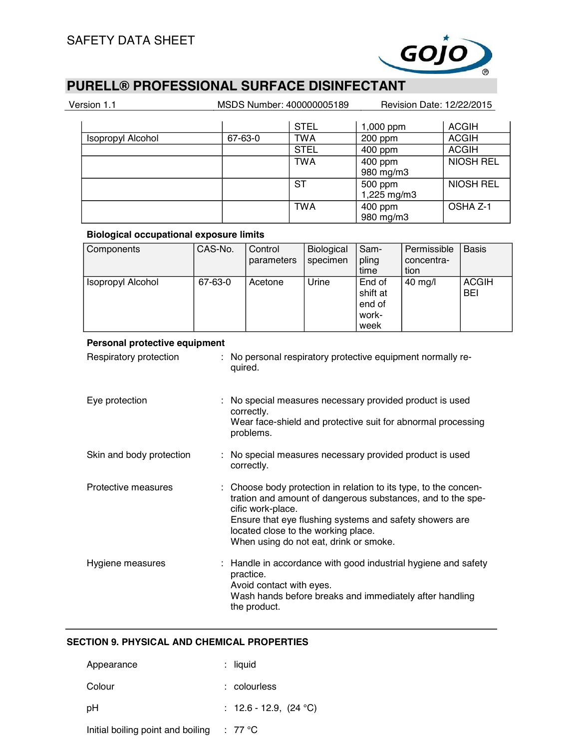| | | STEL | 1,000 ppm | ACGIH |
|---|---|---|---|---|
| Isopropyl Alcohol | 67-63-0 | TWA | 200 ppm | ACGIH |
| | | STEL | 400 ppm | ACGIH |
| | | TWA | 400 ppm<br>980 mg/m3 | NIOSH REL |
| | | ST | 500 ppm<br>1,225 mg/m3 | NIOSH REL |
| | | TWA | 400 ppm<br>980 mg/m3 | OSHA Z-1 |

**Biological occupational exposure limits**

| Components | CAS-No. | Control parameters | Biological specimen | Sampling time | Permissible concentration | Basis |
|---|---|---|---|---|---|---|
| Isopropyl Alcohol | 67-63-0 | Acetone | Urine | End of shift at end of workweek | 40 mg/l | ACGIH BEI |

**Personal protective equipment**

Respiratory protection : No personal respiratory protective equipment normally required.

Eye protection : No special measures necessary provided product is used correctly.
Wear face-shield and protective suit for abnormal processing problems.

Skin and body protection : No special measures necessary provided product is used correctly.

Protective measures : Choose body protection in relation to its type, to the concentration and amount of dangerous substances, and to the specific work-place.
Ensure that eye flushing systems and safety showers are located close to the working place.
When using do not eat, drink or smoke.

Hygiene measures : Handle in accordance with good industrial hygiene and safety practice.
Avoid contact with eyes.
Wash hands before breaks and immediately after handling the product.

## SECTION 9. PHYSICAL AND CHEMICAL PROPERTIES

Appearance : liquid

Colour : colourless

pH : 12.6 - 12.9, (24 °C)

Initial boiling point and boiling : 77 °C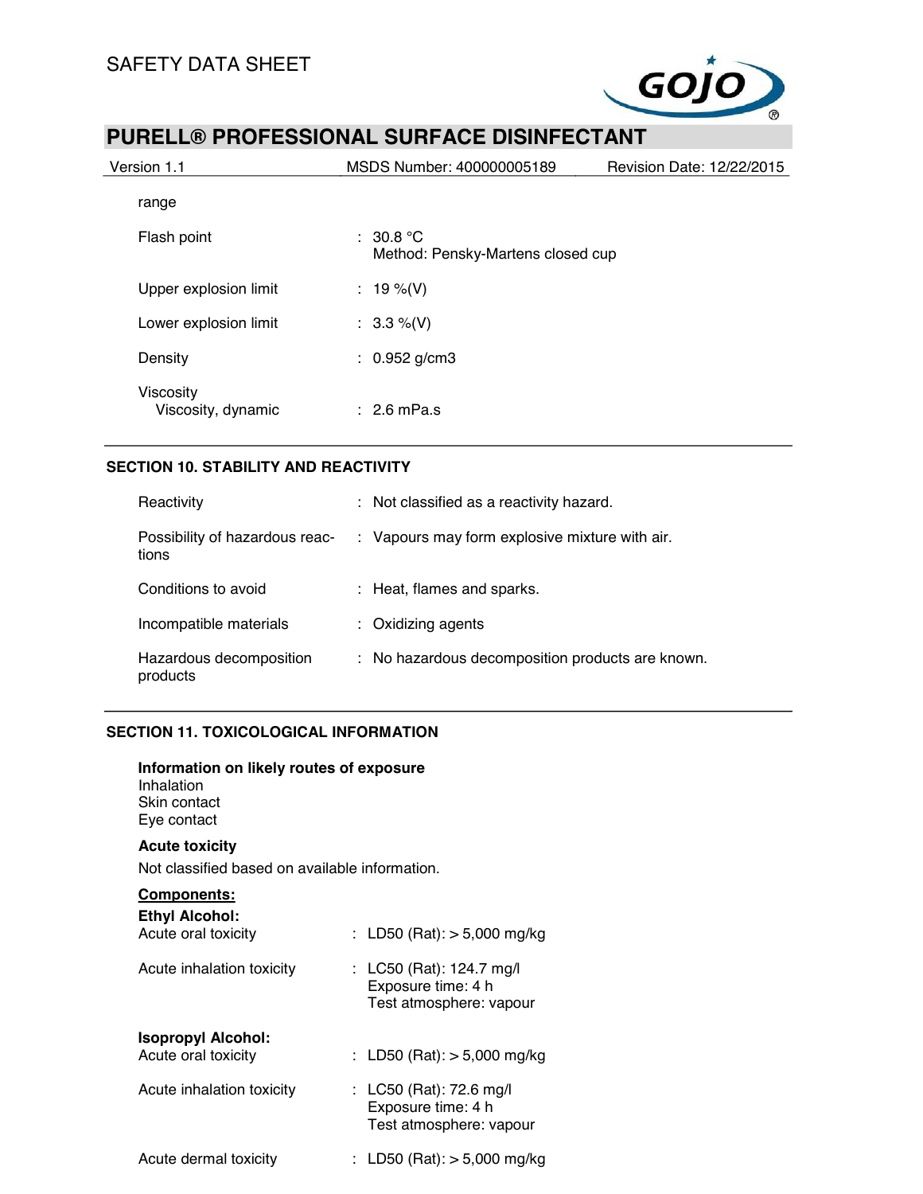range

| | |
|---|---|
| Flash point | : 30.8 °C<br>Method: Pensky-Martens closed cup |
| Upper explosion limit | : 19 %(V) |
| Lower explosion limit | : 3.3 %(V) |
| Density | : 0.952 g/cm3 |
| Viscosity<br>Viscosity, dynamic | : 2.6 mPa.s |

## SECTION 10. STABILITY AND REACTIVITY

| | |
|---|---|
| Reactivity | : Not classified as a reactivity hazard. |
| Possibility of hazardous reactions | : Vapours may form explosive mixture with air. |
| Conditions to avoid | : Heat, flames and sparks. |
| Incompatible materials | : Oxidizing agents |
| Hazardous decomposition products | : No hazardous decomposition products are known. |

## SECTION 11. TOXICOLOGICAL INFORMATION

**Information on likely routes of exposure**
Inhalation
Skin contact
Eye contact

**Acute toxicity**

Not classified based on available information.

**Components:**

**Ethyl Alcohol:**

| | |
|---|---|
| Acute oral toxicity | : LD50 (Rat): > 5,000 mg/kg |
| Acute inhalation toxicity | : LC50 (Rat): 124.7 mg/l<br>Exposure time: 4 h<br>Test atmosphere: vapour |

**Isopropyl Alcohol:**

| | |
|---|---|
| Acute oral toxicity | : LD50 (Rat): > 5,000 mg/kg |
| Acute inhalation toxicity | : LC50 (Rat): 72.6 mg/l<br>Exposure time: 4 h<br>Test atmosphere: vapour |
| Acute dermal toxicity | : LD50 (Rat): > 5,000 mg/kg |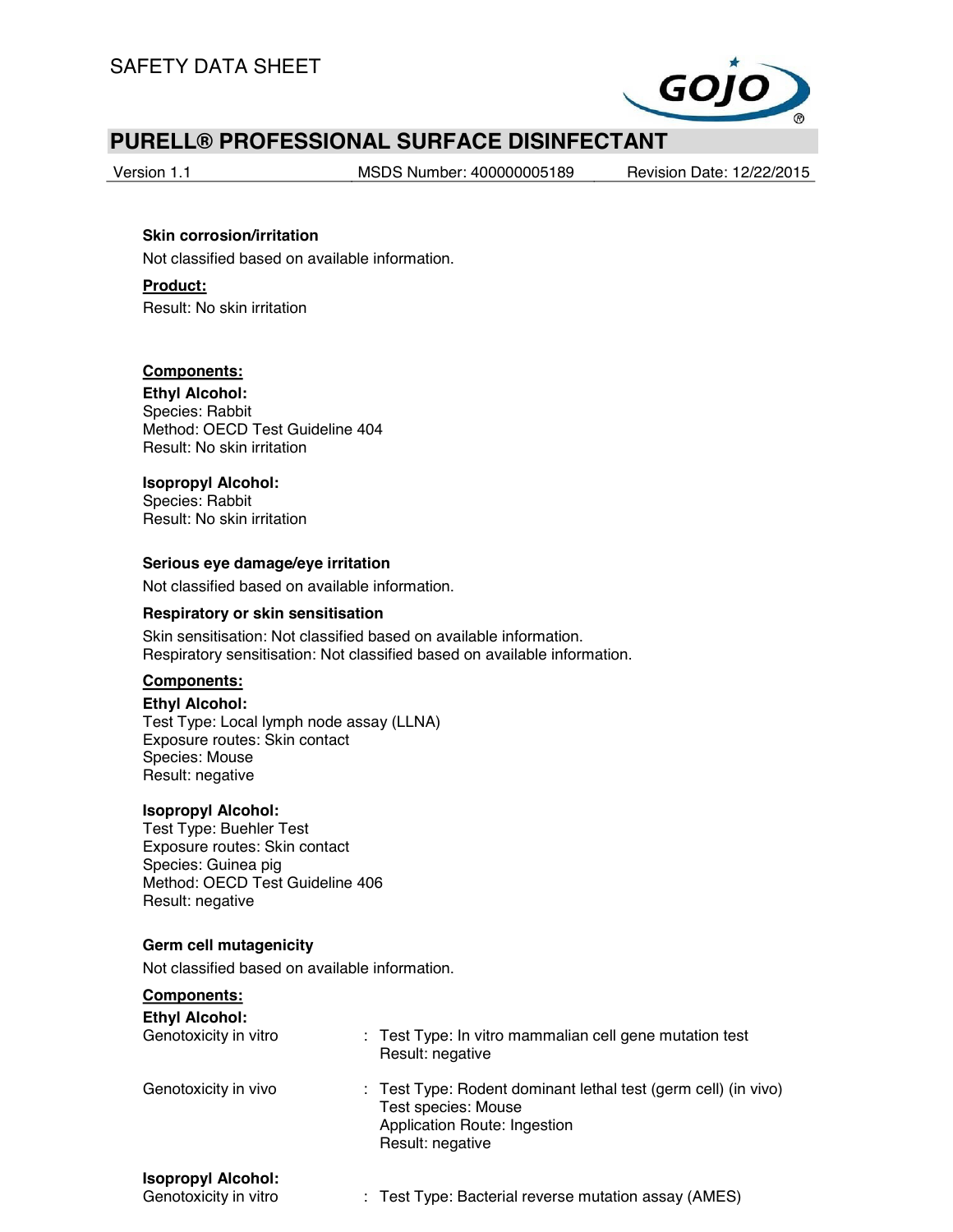**Skin corrosion/irritation**

Not classified based on available information.

**Product:**

Result: No skin irritation

**Components:**

**Ethyl Alcohol:**
Species: Rabbit
Method: OECD Test Guideline 404
Result: No skin irritation

**Isopropyl Alcohol:**
Species: Rabbit
Result: No skin irritation

**Serious eye damage/eye irritation**

Not classified based on available information.

**Respiratory or skin sensitisation**

Skin sensitisation: Not classified based on available information.
Respiratory sensitisation: Not classified based on available information.

**Components:**

**Ethyl Alcohol:**
Test Type: Local lymph node assay (LLNA)
Exposure routes: Skin contact
Species: Mouse
Result: negative

**Isopropyl Alcohol:**
Test Type: Buehler Test
Exposure routes: Skin contact
Species: Guinea pig
Method: OECD Test Guideline 406
Result: negative

**Germ cell mutagenicity**

Not classified based on available information.

**Components:**

**Ethyl Alcohol:**

Genotoxicity in vitro : Test Type: In vitro mammalian cell gene mutation test
Result: negative

Genotoxicity in vivo : Test Type: Rodent dominant lethal test (germ cell) (in vivo)
Test species: Mouse
Application Route: Ingestion
Result: negative

**Isopropyl Alcohol:**

Genotoxicity in vitro : Test Type: Bacterial reverse mutation assay (AMES)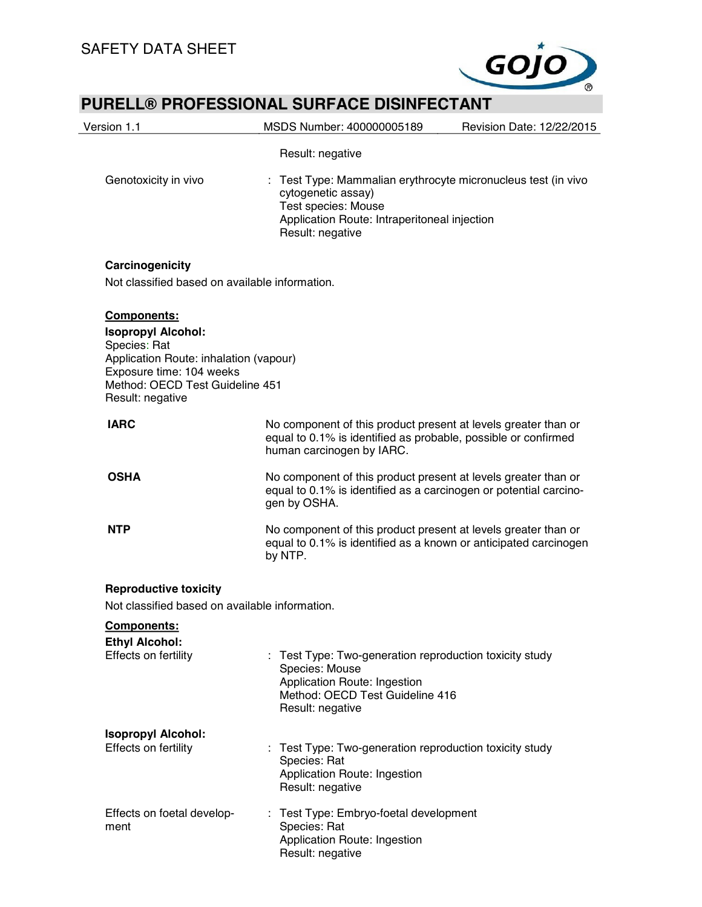Result: negative

Genotoxicity in vivo : Test Type: Mammalian erythrocyte micronucleus test (in vivo cytogenetic assay)
Test species: Mouse
Application Route: Intraperitoneal injection
Result: negative

**Carcinogenicity**

Not classified based on available information.

**Components:**

**Isopropyl Alcohol:**
Species: Rat
Application Route: inhalation (vapour)
Exposure time: 104 weeks
Method: OECD Test Guideline 451
Result: negative

**IARC** No component of this product present at levels greater than or equal to 0.1% is identified as probable, possible or confirmed human carcinogen by IARC.

**OSHA** No component of this product present at levels greater than or equal to 0.1% is identified as a carcinogen or potential carcinogen by OSHA.

**NTP** No component of this product present at levels greater than or equal to 0.1% is identified as a known or anticipated carcinogen by NTP.

**Reproductive toxicity**

Not classified based on available information.

**Components:**

**Ethyl Alcohol:**
Effects on fertility : Test Type: Two-generation reproduction toxicity study
Species: Mouse
Application Route: Ingestion
Method: OECD Test Guideline 416
Result: negative

**Isopropyl Alcohol:**
Effects on fertility : Test Type: Two-generation reproduction toxicity study
Species: Rat
Application Route: Ingestion
Result: negative

Effects on foetal development : Test Type: Embryo-foetal development
Species: Rat
Application Route: Ingestion
Result: negative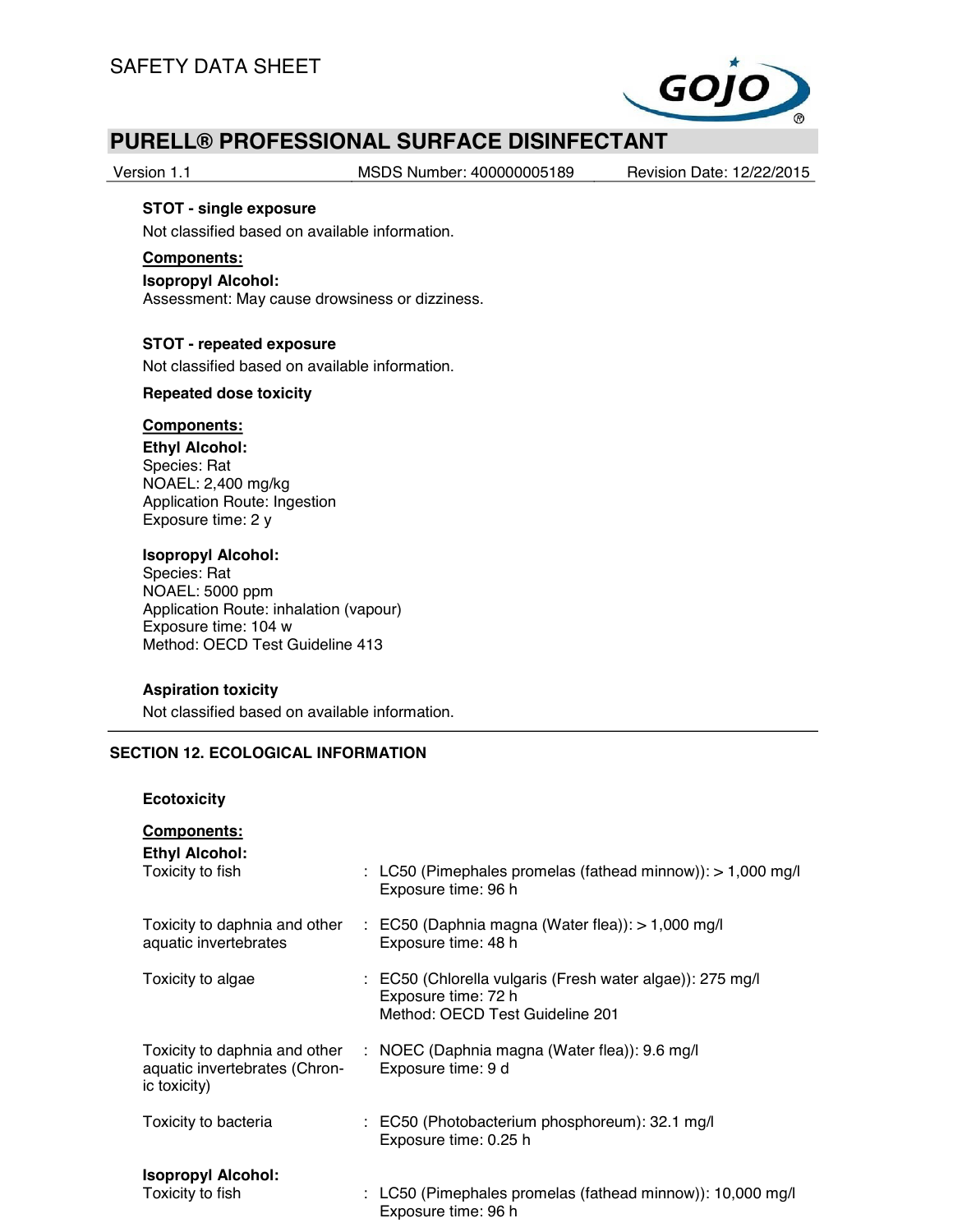**STOT - single exposure**

Not classified based on available information.

**Components:**

**Isopropyl Alcohol:**
Assessment: May cause drowsiness or dizziness.

**STOT - repeated exposure**

Not classified based on available information.

**Repeated dose toxicity**

**Components:**

**Ethyl Alcohol:**
Species: Rat
NOAEL: 2,400 mg/kg
Application Route: Ingestion
Exposure time: 2 y

**Isopropyl Alcohol:**
Species: Rat
NOAEL: 5000 ppm
Application Route: inhalation (vapour)
Exposure time: 104 w
Method: OECD Test Guideline 413

**Aspiration toxicity**

Not classified based on available information.

## SECTION 12. ECOLOGICAL INFORMATION

**Ecotoxicity**

**Components:**

**Ethyl Alcohol:**

Toxicity to fish : LC50 (Pimephales promelas (fathead minnow)): > 1,000 mg/l
Exposure time: 96 h

Toxicity to daphnia and other aquatic invertebrates : EC50 (Daphnia magna (Water flea)): > 1,000 mg/l
Exposure time: 48 h

Toxicity to algae : EC50 (Chlorella vulgaris (Fresh water algae)): 275 mg/l
Exposure time: 72 h
Method: OECD Test Guideline 201

Toxicity to daphnia and other aquatic invertebrates (Chronic toxicity) : NOEC (Daphnia magna (Water flea)): 9.6 mg/l
Exposure time: 9 d

Toxicity to bacteria : EC50 (Photobacterium phosphoreum): 32.1 mg/l
Exposure time: 0.25 h

**Isopropyl Alcohol:**

Toxicity to fish : LC50 (Pimephales promelas (fathead minnow)): 10,000 mg/l
Exposure time: 96 h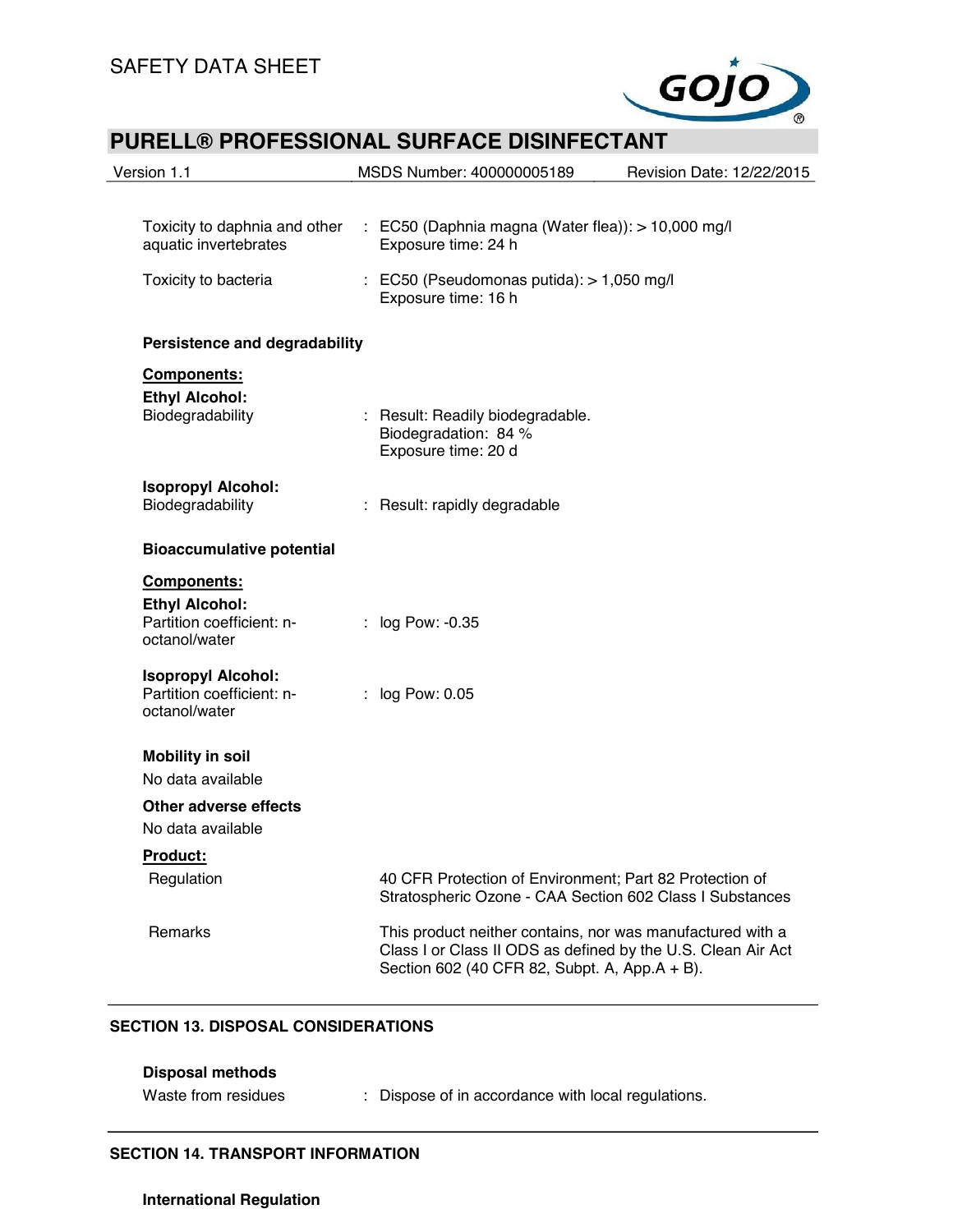Toxicity to daphnia and other aquatic invertebrates : EC50 (Daphnia magna (Water flea)): > 10,000 mg/l
Exposure time: 24 h

Toxicity to bacteria : EC50 (Pseudomonas putida): > 1,050 mg/l
Exposure time: 16 h

**Persistence and degradability**

**Components:**

**Ethyl Alcohol:**

Biodegradability : Result: Readily biodegradable.
Biodegradation: 84 %
Exposure time: 20 d

**Isopropyl Alcohol:**

Biodegradability : Result: rapidly degradable

**Bioaccumulative potential**

**Components:**

**Ethyl Alcohol:**

Partition coefficient: n-octanol/water : log Pow: -0.35

**Isopropyl Alcohol:**

Partition coefficient: n-octanol/water : log Pow: 0.05

**Mobility in soil**

No data available

**Other adverse effects**

No data available

**Product:**

Regulation: 40 CFR Protection of Environment; Part 82 Protection of Stratospheric Ozone - CAA Section 602 Class I Substances

Remarks: This product neither contains, nor was manufactured with a Class I or Class II ODS as defined by the U.S. Clean Air Act Section 602 (40 CFR 82, Subpt. A, App.A + B).

## SECTION 13. DISPOSAL CONSIDERATIONS

**Disposal methods**

Waste from residues : Dispose of in accordance with local regulations.

## SECTION 14. TRANSPORT INFORMATION

**International Regulation**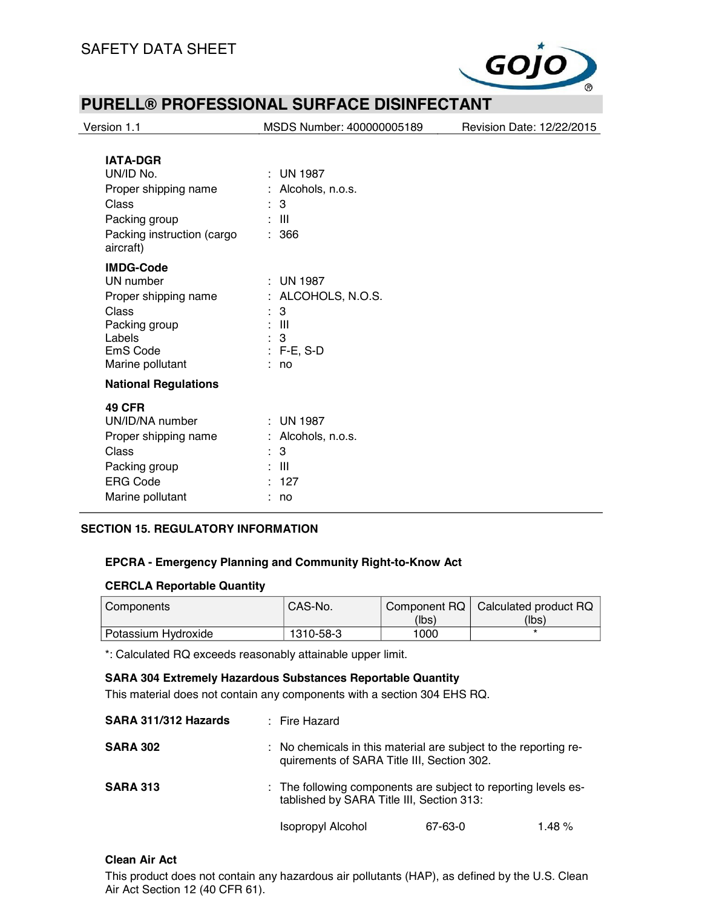**IATA-DGR**

UN/ID No. : UN 1987

Proper shipping name : Alcohols, n.o.s.

Class : 3

Packing group : III

Packing instruction (cargo aircraft) : 366

**IMDG-Code**

UN number : UN 1987

Proper shipping name : ALCOHOLS, N.O.S.

Class : 3

Packing group : III

Labels : 3

EmS Code : F-E, S-D

Marine pollutant : no

**National Regulations**

**49 CFR**

UN/ID/NA number : UN 1987

Proper shipping name : Alcohols, n.o.s.

Class : 3

Packing group : III

ERG Code : 127

Marine pollutant : no

## SECTION 15. REGULATORY INFORMATION

**EPCRA - Emergency Planning and Community Right-to-Know Act**

**CERCLA Reportable Quantity**

| Components | CAS-No. | Component RQ (lbs) | Calculated product RQ (lbs) |
|---|---|---|---|
| Potassium Hydroxide | 1310-58-3 | 1000 | * |

*: Calculated RQ exceeds reasonably attainable upper limit.

**SARA 304 Extremely Hazardous Substances Reportable Quantity**

This material does not contain any components with a section 304 EHS RQ.

**SARA 311/312 Hazards** : Fire Hazard

**SARA 302** : No chemicals in this material are subject to the reporting requirements of SARA Title III, Section 302.

**SARA 313** : The following components are subject to reporting levels established by SARA Title III, Section 313:

| | | |
|---|---|---|
| Isopropyl Alcohol | 67-63-0 | 1.48 % |

**Clean Air Act**

This product does not contain any hazardous air pollutants (HAP), as defined by the U.S. Clean Air Act Section 12 (40 CFR 61).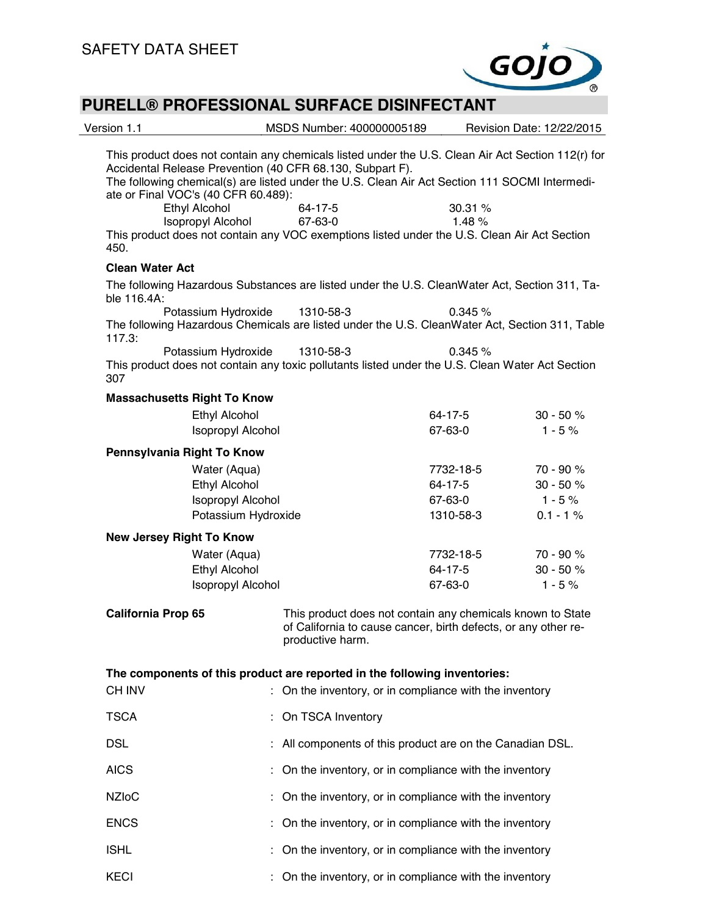This product does not contain any chemicals listed under the U.S. Clean Air Act Section 112(r) for Accidental Release Prevention (40 CFR 68.130, Subpart F).

The following chemical(s) are listed under the U.S. Clean Air Act Section 111 SOCMI Intermediate or Final VOC's (40 CFR 60.489):

| | | |
|---|---|---|
| Ethyl Alcohol | 64-17-5 | 30.31 % |
| Isopropyl Alcohol | 67-63-0 | 1.48 % |

This product does not contain any VOC exemptions listed under the U.S. Clean Air Act Section 450.

**Clean Water Act**

The following Hazardous Substances are listed under the U.S. CleanWater Act, Section 311, Table 116.4A:

| | | |
|---|---|---|
| Potassium Hydroxide | 1310-58-3 | 0.345 % |

The following Hazardous Chemicals are listed under the U.S. CleanWater Act, Section 311, Table 117.3:

| | | |
|---|---|---|
| Potassium Hydroxide | 1310-58-3 | 0.345 % |

This product does not contain any toxic pollutants listed under the U.S. Clean Water Act Section 307

**Massachusetts Right To Know**

| | | |
|---|---|---|
| Ethyl Alcohol | 64-17-5 | 30 - 50 % |
| Isopropyl Alcohol | 67-63-0 | 1 - 5 % |

**Pennsylvania Right To Know**

| | | |
|---|---|---|
| Water (Aqua) | 7732-18-5 | 70 - 90 % |
| Ethyl Alcohol | 64-17-5 | 30 - 50 % |
| Isopropyl Alcohol | 67-63-0 | 1 - 5 % |
| Potassium Hydroxide | 1310-58-3 | 0.1 - 1 % |

**New Jersey Right To Know**

| | | |
|---|---|---|
| Water (Aqua) | 7732-18-5 | 70 - 90 % |
| Ethyl Alcohol | 64-17-5 | 30 - 50 % |
| Isopropyl Alcohol | 67-63-0 | 1 - 5 % |

**California Prop 65** This product does not contain any chemicals known to State of California to cause cancer, birth defects, or any other reproductive harm.

**The components of this product are reported in the following inventories:**

| | |
|---|---|
| CH INV | : On the inventory, or in compliance with the inventory |
| TSCA | : On TSCA Inventory |
| DSL | : All components of this product are on the Canadian DSL. |
| AICS | : On the inventory, or in compliance with the inventory |
| NZIoC | : On the inventory, or in compliance with the inventory |
| ENCS | : On the inventory, or in compliance with the inventory |
| ISHL | : On the inventory, or in compliance with the inventory |
| KECI | : On the inventory, or in compliance with the inventory |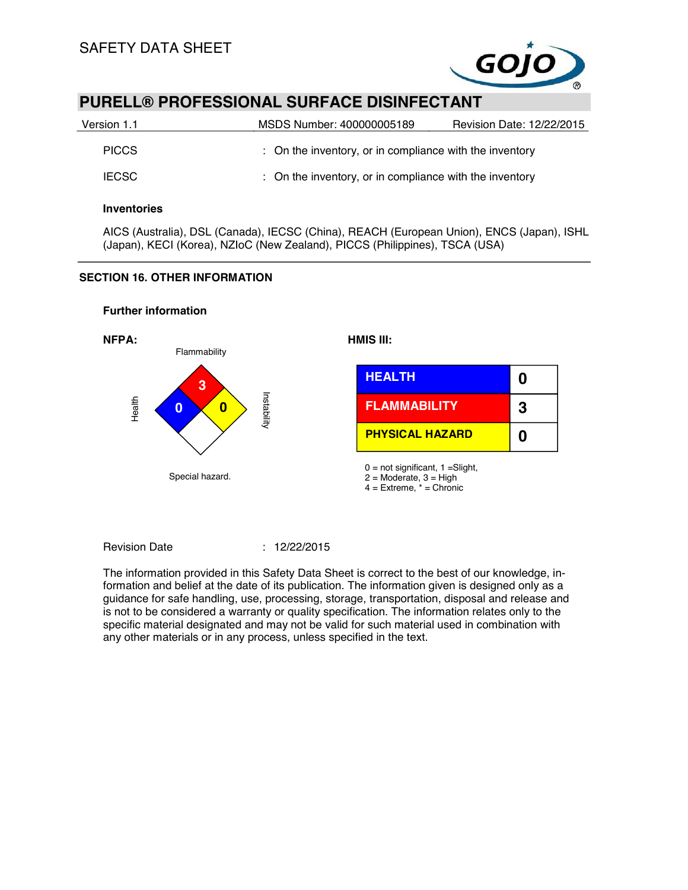| | | |
|---|---|---|
| PICCS | : | On the inventory, or in compliance with the inventory |
| IECSC | : | On the inventory, or in compliance with the inventory |

**Inventories**

AICS (Australia), DSL (Canada), IECSC (China), REACH (European Union), ENCS (Japan), ISHL (Japan), KECI (Korea), NZIoC (New Zealand), PICCS (Philippines), TSCA (USA)

## SECTION 16. OTHER INFORMATION

**Further information**

**NFPA:**

Flammability

3

Health

0

Instability

0

Special hazard.

**HMIS III:**

| | |
|---|---|
| HEALTH | 0 |
| FLAMMABILITY | 3 |
| PHYSICAL HAZARD | 0 |

0 = not significant, 1 =Slight,
2 = Moderate, 3 = High
4 = Extreme, * = Chronic

| | | |
|---|---|---|
| Revision Date | : | 12/22/2015 |

The information provided in this Safety Data Sheet is correct to the best of our knowledge, information and belief at the date of its publication. The information given is designed only as a guidance for safe handling, use, processing, storage, transportation, disposal and release and is not to be considered a warranty or quality specification. The information relates only to the specific material designated and may not be valid for such material used in combination with any other materials or in any process, unless specified in the text.